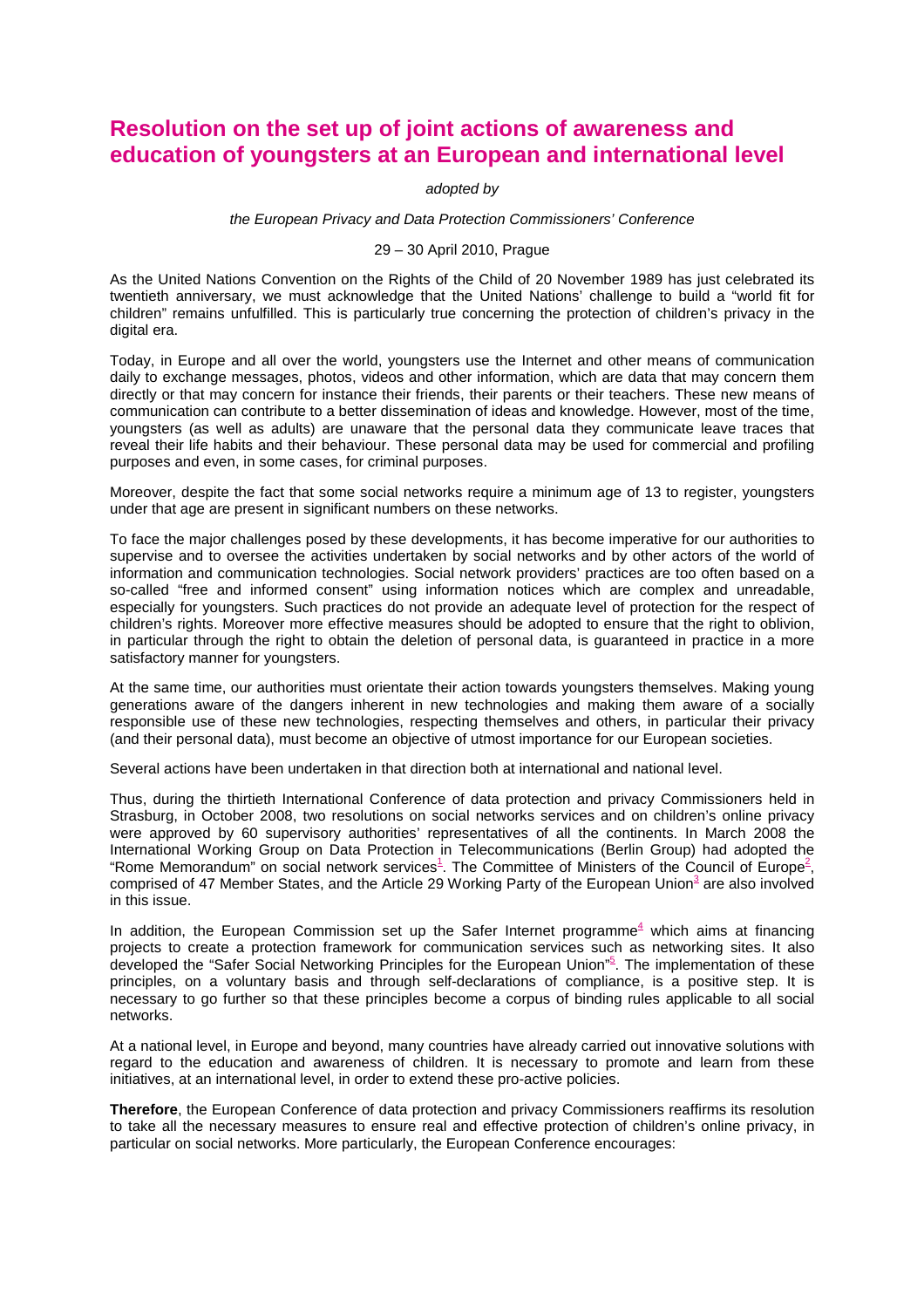# Resolution on the set up of joint actions of awareness and education of youngsters at an European and international level

*adopted by*

*the European Privacy and Data Protection Commissioners' Conference*

29 – 30 April 2010, Prague

As the United Nations Convention on the Rights of the Child of 20 November 1989 has just celebrated its twentieth anniversary, we must acknowledge that the United Nations' challenge to build a "world fit for children" remains unfulfilled. This is particularly true concerning the protection of children's privacy in the digital era.

Today, in Europe and all over the world, youngsters use the Internet and other means of communication daily to exchange messages, photos, videos and other information, which are data that may concern them directly or that may concern for instance their friends, their parents or their teachers. These new means of communication can contribute to a better dissemination of ideas and knowledge. However, most of the time, youngsters (as well as adults) are unaware that the personal data they communicate leave traces that reveal their life habits and their behaviour. These personal data may be used for commercial and profiling purposes and even, in some cases, for criminal purposes.

Moreover, despite the fact that some social networks require a minimum age of 13 to register, youngsters under that age are present in significant numbers on these networks.

To face the major challenges posed by these developments, it has become imperative for our authorities to supervise and to oversee the activities undertaken by social networks and by other actors of the world of information and communication technologies. Social network providers' practices are too often based on a so-called "free and informed consent" using information notices which are complex and unreadable, especially for youngsters. Such practices do not provide an adequate level of protection for the respect of children's rights. Moreover more effective measures should be adopted to ensure that the right to oblivion, in particular through the right to obtain the deletion of personal data, is guaranteed in practice in a more satisfactory manner for youngsters.

At the same time, our authorities must orientate their action towards youngsters themselves. Making young generations aware of the dangers inherent in new technologies and making them aware of a socially responsible use of these new technologies, respecting themselves and others, in particular their privacy (and their personal data), must become an objective of utmost importance for our European societies.

Several actions have been undertaken in that direction both at international and national level.

Thus, during the thirtieth International Conference of data protection and privacy Commissioners held in Strasburg, in October 2008, two resolutions on social networks services and on children's online privacy were approved by 60 supervisory authorities' representatives of all the continents. In March 2008 the International Working Group on Data Protection in Telecommunications (Berlin Group) had adopted the "Rome Memorandum" on social network services[1]. The Committee of Ministers of the Council of Europe[2], comprised of 47 Member States, and the Article 29 Working Party of the European Union[3] are also involved in this issue.

In addition, the European Commission set up the Safer Internet programme[4] which aims at financing projects to create a protection framework for communication services such as networking sites. It also developed the "Safer Social Networking Principles for the European Union"[5]. The implementation of these principles, on a voluntary basis and through self-declarations of compliance, is a positive step. It is necessary to go further so that these principles become a corpus of binding rules applicable to all social networks.

At a national level, in Europe and beyond, many countries have already carried out innovative solutions with regard to the education and awareness of children. It is necessary to promote and learn from these initiatives, at an international level, in order to extend these pro-active policies.

**Therefore**, the European Conference of data protection and privacy Commissioners reaffirms its resolution to take all the necessary measures to ensure real and effective protection of children's online privacy, in particular on social networks. More particularly, the European Conference encourages: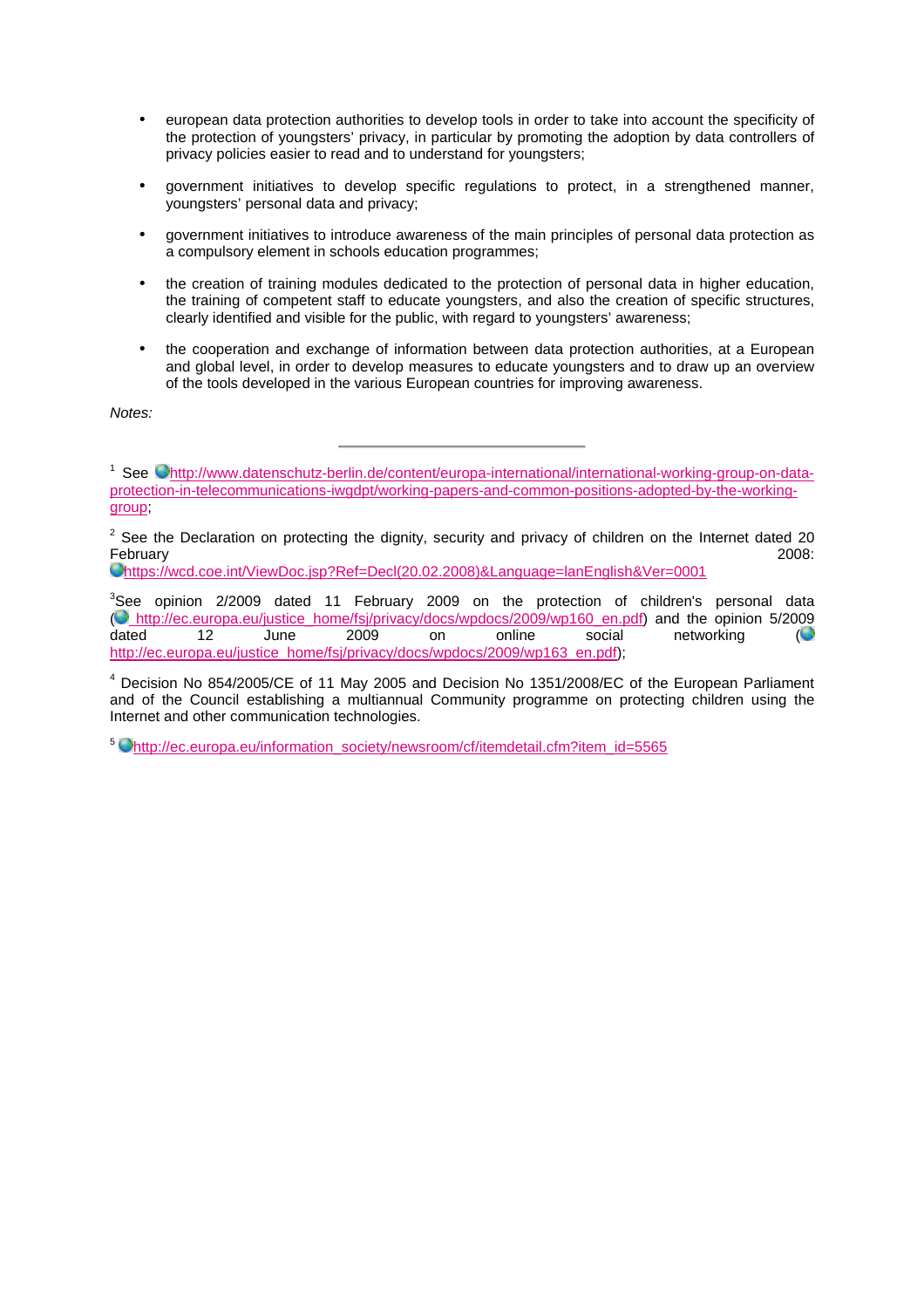- european data protection authorities to develop tools in order to take into account the specificity of the protection of youngsters' privacy, in particular by promoting the adoption by data controllers of privacy policies easier to read and to understand for youngsters;

- government initiatives to develop specific regulations to protect, in a strengthened manner, youngsters' personal data and privacy;

- government initiatives to introduce awareness of the main principles of personal data protection as a compulsory element in schools education programmes;

- the creation of training modules dedicated to the protection of personal data in higher education, the training of competent staff to educate youngsters, and also the creation of specific structures, clearly identified and visible for the public, with regard to youngsters' awareness;

- the cooperation and exchange of information between data protection authorities, at a European and global level, in order to develop measures to educate youngsters and to draw up an overview of the tools developed in the various European countries for improving awareness.

*Notes:*

---

[1] See http://www.datenschutz-berlin.de/content/europa-international/international-working-group-on-data-protection-in-telecommunications-iwgdpt/working-papers-and-common-positions-adopted-by-the-working-group;

[2] See the Declaration on protecting the dignity, security and privacy of children on the Internet dated 20 February 2008: https://wcd.coe.int/ViewDoc.jsp?Ref=Decl(20.02.2008)&Language=lanEnglish&Ver=0001

[3] See opinion 2/2009 dated 11 February 2009 on the protection of children's personal data ( http://ec.europa.eu/justice_home/fsj/privacy/docs/wpdocs/2009/wp160_en.pdf) and the opinion 5/2009 dated 12 June 2009 on online social networking ( http://ec.europa.eu/justice_home/fsj/privacy/docs/wpdocs/2009/wp163_en.pdf);

[4] Decision No 854/2005/CE of 11 May 2005 and Decision No 1351/2008/EC of the European Parliament and of the Council establishing a multiannual Community programme on protecting children using the Internet and other communication technologies.

[5] http://ec.europa.eu/information_society/newsroom/cf/itemdetail.cfm?item_id=5565